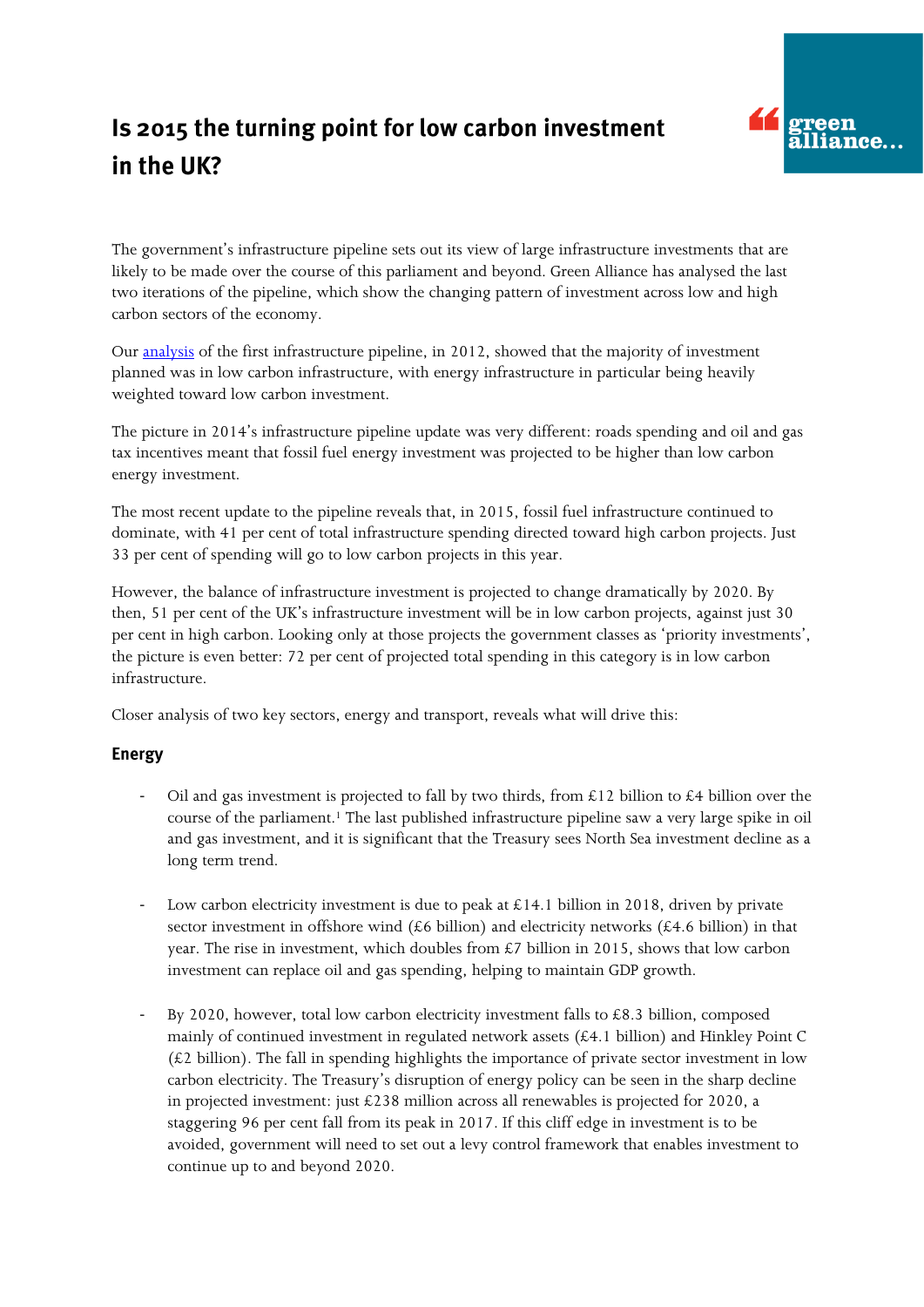# Is 2015 the turning point for low carbon investment in the UK?

The government's infrastructure pipeline sets out its view of large infrastructure investments that are likely to be made over the course of this parliament and beyond. Green Alliance has analysed the last two iterations of the pipeline, which show the changing pattern of investment across low and high carbon sectors of the economy.

Our analysis of the first infrastructure pipeline, in 2012, showed that the majority of investment planned was in low carbon infrastructure, with energy infrastructure in particular being heavily weighted toward low carbon investment.

The picture in 2014's infrastructure pipeline update was very different: roads spending and oil and gas tax incentives meant that fossil fuel energy investment was projected to be higher than low carbon energy investment.

The most recent update to the pipeline reveals that, in 2015, fossil fuel infrastructure continued to dominate, with 41 per cent of total infrastructure spending directed toward high carbon projects. Just 33 per cent of spending will go to low carbon projects in this year.

However, the balance of infrastructure investment is projected to change dramatically by 2020. By then, 51 per cent of the UK's infrastructure investment will be in low carbon projects, against just 30 per cent in high carbon. Looking only at those projects the government classes as 'priority investments', the picture is even better: 72 per cent of projected total spending in this category is in low carbon infrastructure.

Closer analysis of two key sectors, energy and transport, reveals what will drive this:

## Energy

- Oil and gas investment is projected to fall by two thirds, from £12 billion to £4 billion over the course of the parliament.[1] The last published infrastructure pipeline saw a very large spike in oil and gas investment, and it is significant that the Treasury sees North Sea investment decline as a long term trend.

- Low carbon electricity investment is due to peak at £14.1 billion in 2018, driven by private sector investment in offshore wind (£6 billion) and electricity networks (£4.6 billion) in that year. The rise in investment, which doubles from £7 billion in 2015, shows that low carbon investment can replace oil and gas spending, helping to maintain GDP growth.

- By 2020, however, total low carbon electricity investment falls to £8.3 billion, composed mainly of continued investment in regulated network assets (£4.1 billion) and Hinkley Point C (£2 billion). The fall in spending highlights the importance of private sector investment in low carbon electricity. The Treasury's disruption of energy policy can be seen in the sharp decline in projected investment: just £238 million across all renewables is projected for 2020, a staggering 96 per cent fall from its peak in 2017. If this cliff edge in investment is to be avoided, government will need to set out a levy control framework that enables investment to continue up to and beyond 2020.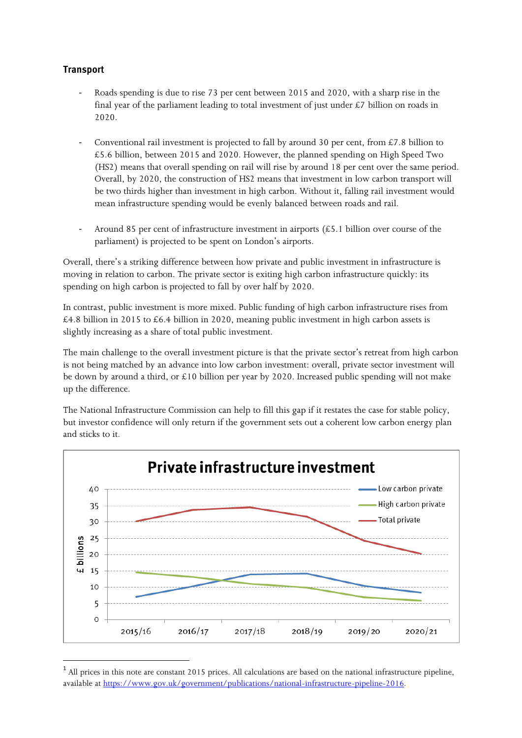### Transport

- Roads spending is due to rise 73 per cent between 2015 and 2020, with a sharp rise in the final year of the parliament leading to total investment of just under £7 billion on roads in 2020.

- Conventional rail investment is projected to fall by around 30 per cent, from £7.8 billion to £5.6 billion, between 2015 and 2020. However, the planned spending on High Speed Two (HS2) means that overall spending on rail will rise by around 18 per cent over the same period. Overall, by 2020, the construction of HS2 means that investment in low carbon transport will be two thirds higher than investment in high carbon. Without it, falling rail investment would mean infrastructure spending would be evenly balanced between roads and rail.

- Around 85 per cent of infrastructure investment in airports (£5.1 billion over course of the parliament) is projected to be spent on London's airports.

Overall, there's a striking difference between how private and public investment in infrastructure is moving in relation to carbon. The private sector is exiting high carbon infrastructure quickly: its spending on high carbon is projected to fall by over half by 2020.

In contrast, public investment is more mixed. Public funding of high carbon infrastructure rises from £4.8 billion in 2015 to £6.4 billion in 2020, meaning public investment in high carbon assets is slightly increasing as a share of total public investment.

The main challenge to the overall investment picture is that the private sector's retreat from high carbon is not being matched by an advance into low carbon investment: overall, private sector investment will be down by around a third, or £10 billion per year by 2020. Increased public spending will not make up the difference.

The National Infrastructure Commission can help to fill this gap if it restates the case for stable policy, but investor confidence will only return if the government sets out a coherent low carbon energy plan and sticks to it.

**Private infrastructure investment**

£ billions

40
35
30
25
20
15
10
5
0

2015/16
2016/17
2017/18
2018/19
2019/20
2020/21

Low carbon private
High carbon private
Total private

[1] All prices in this note are constant 2015 prices. All calculations are based on the national infrastructure pipeline, available at https://www.gov.uk/government/publications/national-infrastructure-pipeline-2016.